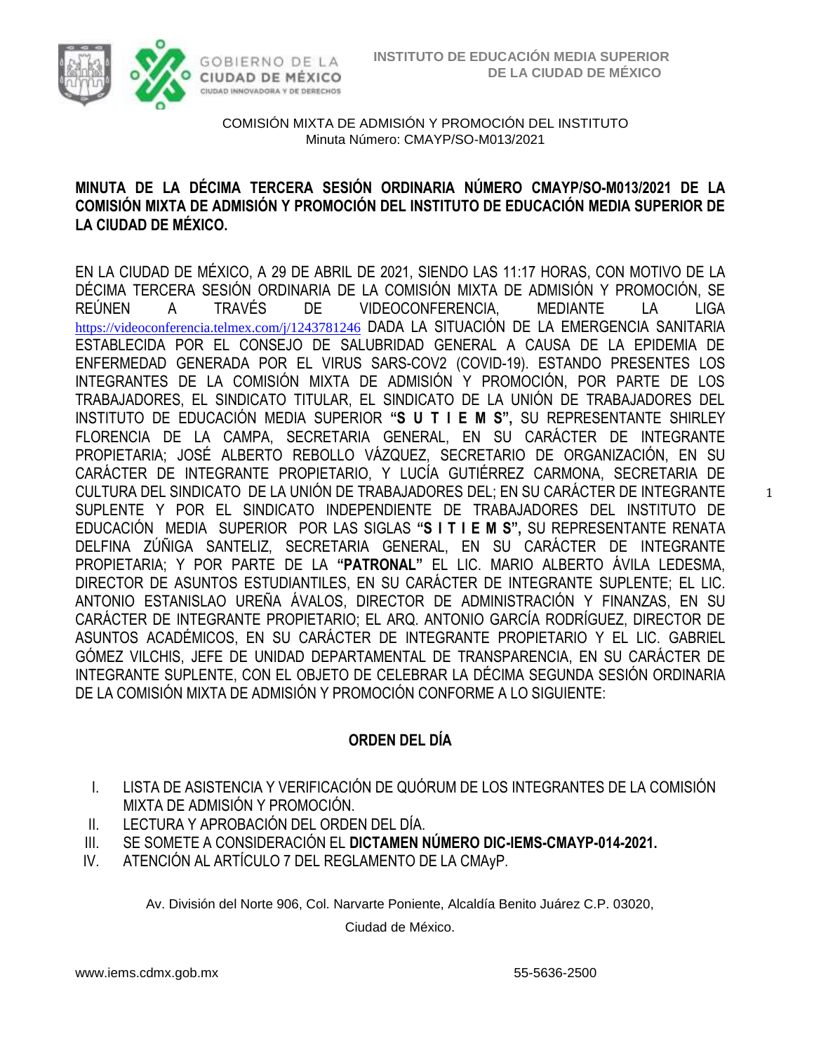INSTITUTO DE EDUCACIÓN MEDIA SUPERIOR
DE LA CIUDAD DE MÉXICO

COMISIÓN MIXTA DE ADMISIÓN Y PROMOCIÓN DEL INSTITUTO
Minuta Número: CMAYP/SO-M013/2021

**MINUTA DE LA DÉCIMA TERCERA SESIÓN ORDINARIA NÚMERO CMAYP/SO-M013/2021 DE LA COMISIÓN MIXTA DE ADMISIÓN Y PROMOCIÓN DEL INSTITUTO DE EDUCACIÓN MEDIA SUPERIOR DE LA CIUDAD DE MÉXICO.**

EN LA CIUDAD DE MÉXICO, A 29 DE ABRIL DE 2021, SIENDO LAS 11:17 HORAS, CON MOTIVO DE LA DÉCIMA TERCERA SESIÓN ORDINARIA DE LA COMISIÓN MIXTA DE ADMISIÓN Y PROMOCIÓN, SE REÚNEN A TRAVÉS DE VIDEOCONFERENCIA, MEDIANTE LA LIGA https://videoconferencia.telmex.com/j/1243781246 DADA LA SITUACIÓN DE LA EMERGENCIA SANITARIA ESTABLECIDA POR EL CONSEJO DE SALUBRIDAD GENERAL A CAUSA DE LA EPIDEMIA DE ENFERMEDAD GENERADA POR EL VIRUS SARS-COV2 (COVID-19). ESTANDO PRESENTES LOS INTEGRANTES DE LA COMISIÓN MIXTA DE ADMISIÓN Y PROMOCIÓN, POR PARTE DE LOS TRABAJADORES, EL SINDICATO TITULAR, EL SINDICATO DE LA UNIÓN DE TRABAJADORES DEL INSTITUTO DE EDUCACIÓN MEDIA SUPERIOR **"S U T I E M S",** SU REPRESENTANTE SHIRLEY FLORENCIA DE LA CAMPA, SECRETARIA GENERAL, EN SU CARÁCTER DE INTEGRANTE PROPIETARIA; JOSÉ ALBERTO REBOLLO VÁZQUEZ, SECRETARIO DE ORGANIZACIÓN, EN SU CARÁCTER DE INTEGRANTE PROPIETARIO, Y LUCÍA GUTIÉRREZ CARMONA, SECRETARIA DE CULTURA DEL SINDICATO DE LA UNIÓN DE TRABAJADORES DEL; EN SU CARÁCTER DE INTEGRANTE SUPLENTE Y POR EL SINDICATO INDEPENDIENTE DE TRABAJADORES DEL INSTITUTO DE EDUCACIÓN MEDIA SUPERIOR POR LAS SIGLAS **"S I T I E M S",** SU REPRESENTANTE RENATA DELFINA ZÚÑIGA SANTELIZ, SECRETARIA GENERAL, EN SU CARÁCTER DE INTEGRANTE PROPIETARIA; Y POR PARTE DE LA **"PATRONAL"** EL LIC. MARIO ALBERTO ÁVILA LEDESMA, DIRECTOR DE ASUNTOS ESTUDIANTILES, EN SU CARÁCTER DE INTEGRANTE SUPLENTE; EL LIC. ANTONIO ESTANISLAO UREÑA ÁVALOS, DIRECTOR DE ADMINISTRACIÓN Y FINANZAS, EN SU CARÁCTER DE INTEGRANTE PROPIETARIO; EL ARQ. ANTONIO GARCÍA RODRÍGUEZ, DIRECTOR DE ASUNTOS ACADÉMICOS, EN SU CARÁCTER DE INTEGRANTE PROPIETARIO Y EL LIC. GABRIEL GÓMEZ VILCHIS, JEFE DE UNIDAD DEPARTAMENTAL DE TRANSPARENCIA, EN SU CARÁCTER DE INTEGRANTE SUPLENTE, CON EL OBJETO DE CELEBRAR LA DÉCIMA SEGUNDA SESIÓN ORDINARIA DE LA COMISIÓN MIXTA DE ADMISIÓN Y PROMOCIÓN CONFORME A LO SIGUIENTE:

## ORDEN DEL DÍA

I. LISTA DE ASISTENCIA Y VERIFICACIÓN DE QUÓRUM DE LOS INTEGRANTES DE LA COMISIÓN MIXTA DE ADMISIÓN Y PROMOCIÓN.
II. LECTURA Y APROBACIÓN DEL ORDEN DEL DÍA.
III. SE SOMETE A CONSIDERACIÓN EL **DICTAMEN NÚMERO DIC-IEMS-CMAYP-014-2021.**
IV. ATENCIÓN AL ARTÍCULO 7 DEL REGLAMENTO DE LA CMAyP.

Av. División del Norte 906, Col. Narvarte Poniente, Alcaldía Benito Juárez C.P. 03020, Ciudad de México.

www.iems.cdmx.gob.mx 55-5636-2500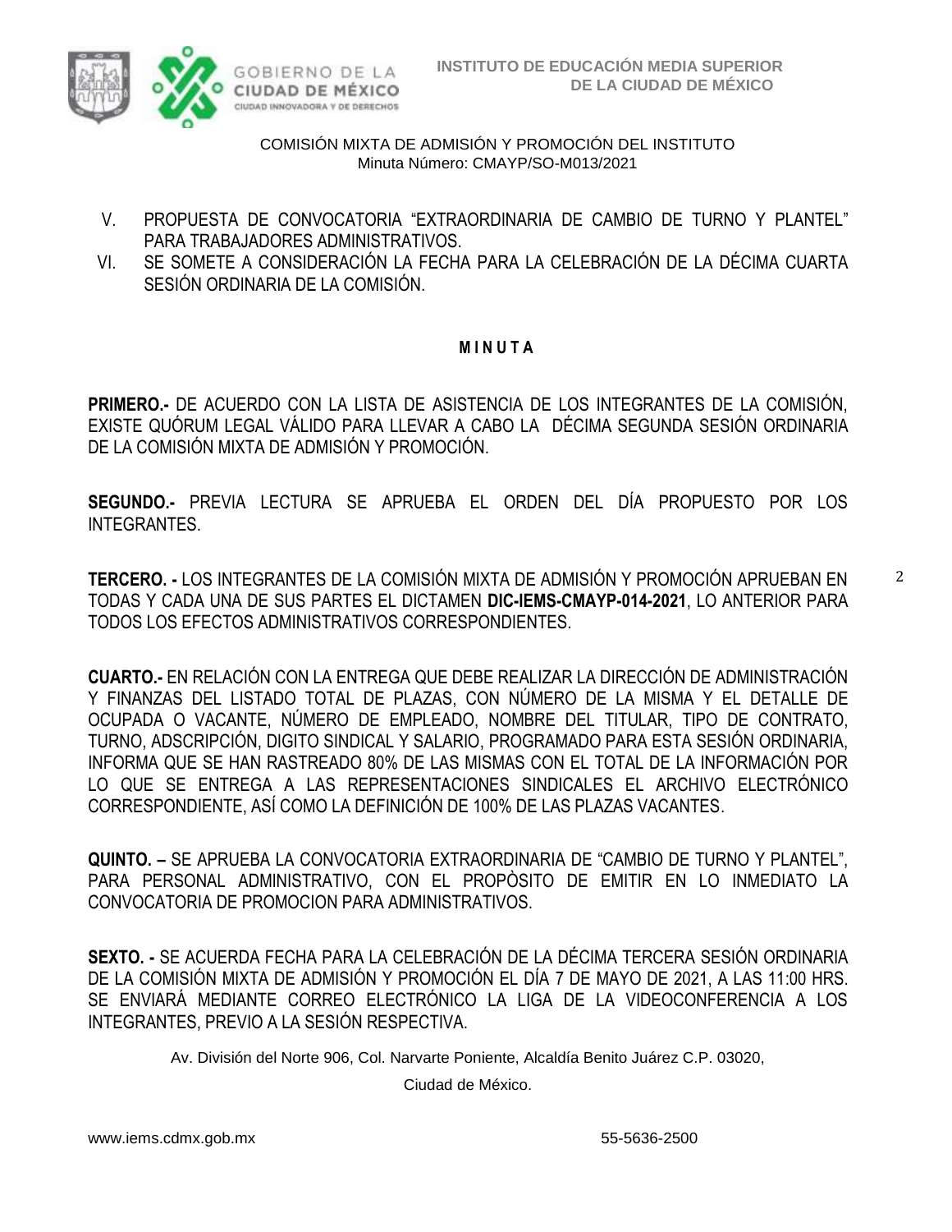V. PROPUESTA DE CONVOCATORIA "EXTRAORDINARIA DE CAMBIO DE TURNO Y PLANTEL" PARA TRABAJADORES ADMINISTRATIVOS.
VI. SE SOMETE A CONSIDERACIÓN LA FECHA PARA LA CELEBRACIÓN DE LA DÉCIMA CUARTA SESIÓN ORDINARIA DE LA COMISIÓN.

**M I N U T A**

**PRIMERO.-** DE ACUERDO CON LA LISTA DE ASISTENCIA DE LOS INTEGRANTES DE LA COMISIÓN, EXISTE QUÓRUM LEGAL VÁLIDO PARA LLEVAR A CABO LA DÉCIMA SEGUNDA SESIÓN ORDINARIA DE LA COMISIÓN MIXTA DE ADMISIÓN Y PROMOCIÓN.

**SEGUNDO.-** PREVIA LECTURA SE APRUEBA EL ORDEN DEL DÍA PROPUESTO POR LOS INTEGRANTES.

**TERCERO. -** LOS INTEGRANTES DE LA COMISIÓN MIXTA DE ADMISIÓN Y PROMOCIÓN APRUEBAN EN TODAS Y CADA UNA DE SUS PARTES EL DICTAMEN **DIC-IEMS-CMAYP-014-2021**, LO ANTERIOR PARA TODOS LOS EFECTOS ADMINISTRATIVOS CORRESPONDIENTES.

**CUARTO.-** EN RELACIÓN CON LA ENTREGA QUE DEBE REALIZAR LA DIRECCIÓN DE ADMINISTRACIÓN Y FINANZAS DEL LISTADO TOTAL DE PLAZAS, CON NÚMERO DE LA MISMA Y EL DETALLE DE OCUPADA O VACANTE, NÚMERO DE EMPLEADO, NOMBRE DEL TITULAR, TIPO DE CONTRATO, TURNO, ADSCRIPCIÓN, DIGITO SINDICAL Y SALARIO, PROGRAMADO PARA ESTA SESIÓN ORDINARIA, INFORMA QUE SE HAN RASTREADO 80% DE LAS MISMAS CON EL TOTAL DE LA INFORMACIÓN POR LO QUE SE ENTREGA A LAS REPRESENTACIONES SINDICALES EL ARCHIVO ELECTRÓNICO CORRESPONDIENTE, ASÍ COMO LA DEFINICIÓN DE 100% DE LAS PLAZAS VACANTES.

**QUINTO. –** SE APRUEBA LA CONVOCATORIA EXTRAORDINARIA DE "CAMBIO DE TURNO Y PLANTEL", PARA PERSONAL ADMINISTRATIVO, CON EL PROPÒSITO DE EMITIR EN LO INMEDIATO LA CONVOCATORIA DE PROMOCION PARA ADMINISTRATIVOS.

**SEXTO. -** SE ACUERDA FECHA PARA LA CELEBRACIÓN DE LA DÉCIMA TERCERA SESIÓN ORDINARIA DE LA COMISIÓN MIXTA DE ADMISIÓN Y PROMOCIÓN EL DÍA 7 DE MAYO DE 2021, A LAS 11:00 HRS. SE ENVIARÁ MEDIANTE CORREO ELECTRÓNICO LA LIGA DE LA VIDEOCONFERENCIA A LOS INTEGRANTES, PREVIO A LA SESIÓN RESPECTIVA.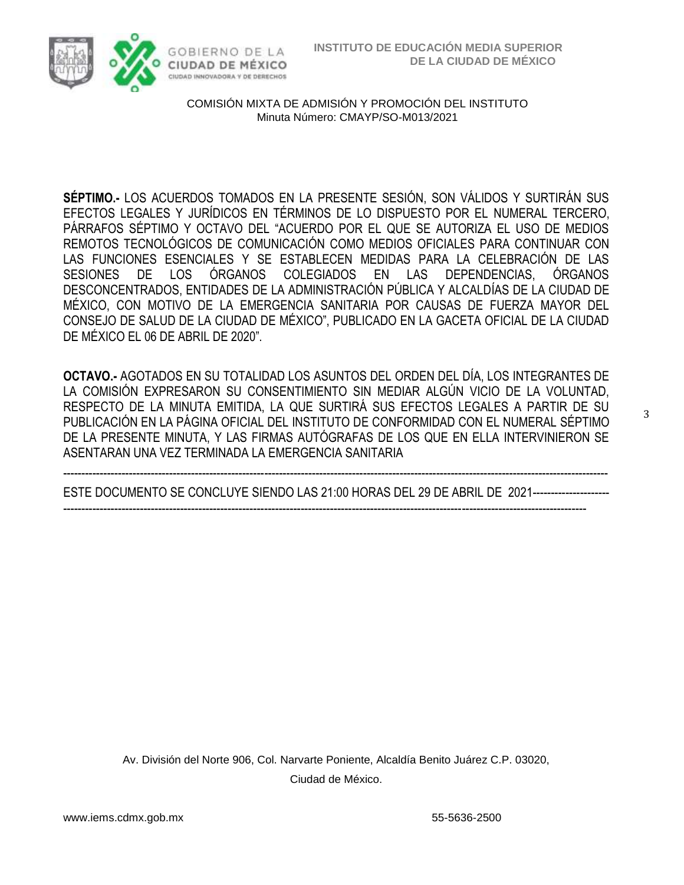**SÉPTIMO.-** LOS ACUERDOS TOMADOS EN LA PRESENTE SESIÓN, SON VÁLIDOS Y SURTIRÁN SUS EFECTOS LEGALES Y JURÍDICOS EN TÉRMINOS DE LO DISPUESTO POR EL NUMERAL TERCERO, PÁRRAFOS SÉPTIMO Y OCTAVO DEL "ACUERDO POR EL QUE SE AUTORIZA EL USO DE MEDIOS REMOTOS TECNOLÓGICOS DE COMUNICACIÓN COMO MEDIOS OFICIALES PARA CONTINUAR CON LAS FUNCIONES ESENCIALES Y SE ESTABLECEN MEDIDAS PARA LA CELEBRACIÓN DE LAS SESIONES DE LOS ÓRGANOS COLEGIADOS EN LAS DEPENDENCIAS, ÓRGANOS DESCONCENTRADOS, ENTIDADES DE LA ADMINISTRACIÓN PÚBLICA Y ALCALDÍAS DE LA CIUDAD DE MÉXICO, CON MOTIVO DE LA EMERGENCIA SANITARIA POR CAUSAS DE FUERZA MAYOR DEL CONSEJO DE SALUD DE LA CIUDAD DE MÉXICO", PUBLICADO EN LA GACETA OFICIAL DE LA CIUDAD DE MÉXICO EL 06 DE ABRIL DE 2020".

**OCTAVO.-** AGOTADOS EN SU TOTALIDAD LOS ASUNTOS DEL ORDEN DEL DÍA, LOS INTEGRANTES DE LA COMISIÓN EXPRESARON SU CONSENTIMIENTO SIN MEDIAR ALGÚN VICIO DE LA VOLUNTAD, RESPECTO DE LA MINUTA EMITIDA, LA QUE SURTIRÁ SUS EFECTOS LEGALES A PARTIR DE SU PUBLICACIÓN EN LA PÁGINA OFICIAL DEL INSTITUTO DE CONFORMIDAD CON EL NUMERAL SÉPTIMO DE LA PRESENTE MINUTA, Y LAS FIRMAS AUTÓGRAFAS DE LOS QUE EN ELLA INTERVINIERON SE ASENTARAN UNA VEZ TERMINADA LA EMERGENCIA SANITARIA

-----------------------------------------------------------------------------------------------------------------------------------------------------

ESTE DOCUMENTO SE CONCLUYE SIENDO LAS 21:00 HORAS DEL 29 DE ABRIL DE 2021--------------------

-----------------------------------------------------------------------------------------------------------------------------------------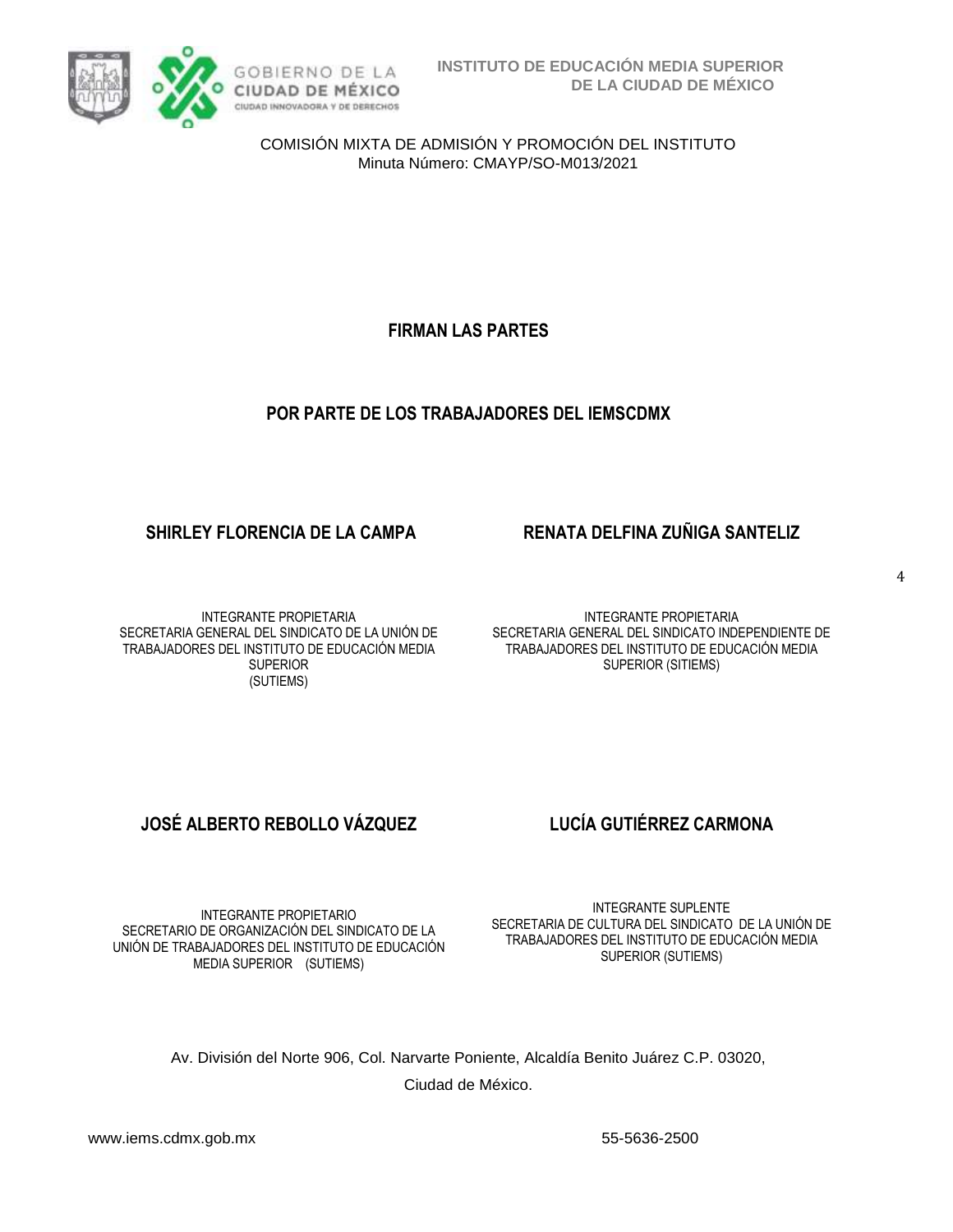COMISIÓN MIXTA DE ADMISIÓN Y PROMOCIÓN DEL INSTITUTO
Minuta Número: CMAYP/SO-M013/2021

**FIRMAN LAS PARTES**

**POR PARTE DE LOS TRABAJADORES DEL IEMSCDMX**

**SHIRLEY FLORENCIA DE LA CAMPA**

INTEGRANTE PROPIETARIA
SECRETARIA GENERAL DEL SINDICATO DE LA UNIÓN DE TRABAJADORES DEL INSTITUTO DE EDUCACIÓN MEDIA SUPERIOR
(SUTIEMS)

**RENATA DELFINA ZUÑIGA SANTELIZ**

INTEGRANTE PROPIETARIA
SECRETARIA GENERAL DEL SINDICATO INDEPENDIENTE DE TRABAJADORES DEL INSTITUTO DE EDUCACIÓN MEDIA SUPERIOR (SITIEMS)

**JOSÉ ALBERTO REBOLLO VÁZQUEZ**

INTEGRANTE PROPIETARIO
SECRETARIO DE ORGANIZACIÓN DEL SINDICATO DE LA UNIÓN DE TRABAJADORES DEL INSTITUTO DE EDUCACIÓN MEDIA SUPERIOR (SUTIEMS)

**LUCÍA GUTIÉRREZ CARMONA**

INTEGRANTE SUPLENTE
SECRETARIA DE CULTURA DEL SINDICATO DE LA UNIÓN DE TRABAJADORES DEL INSTITUTO DE EDUCACIÓN MEDIA SUPERIOR (SUTIEMS)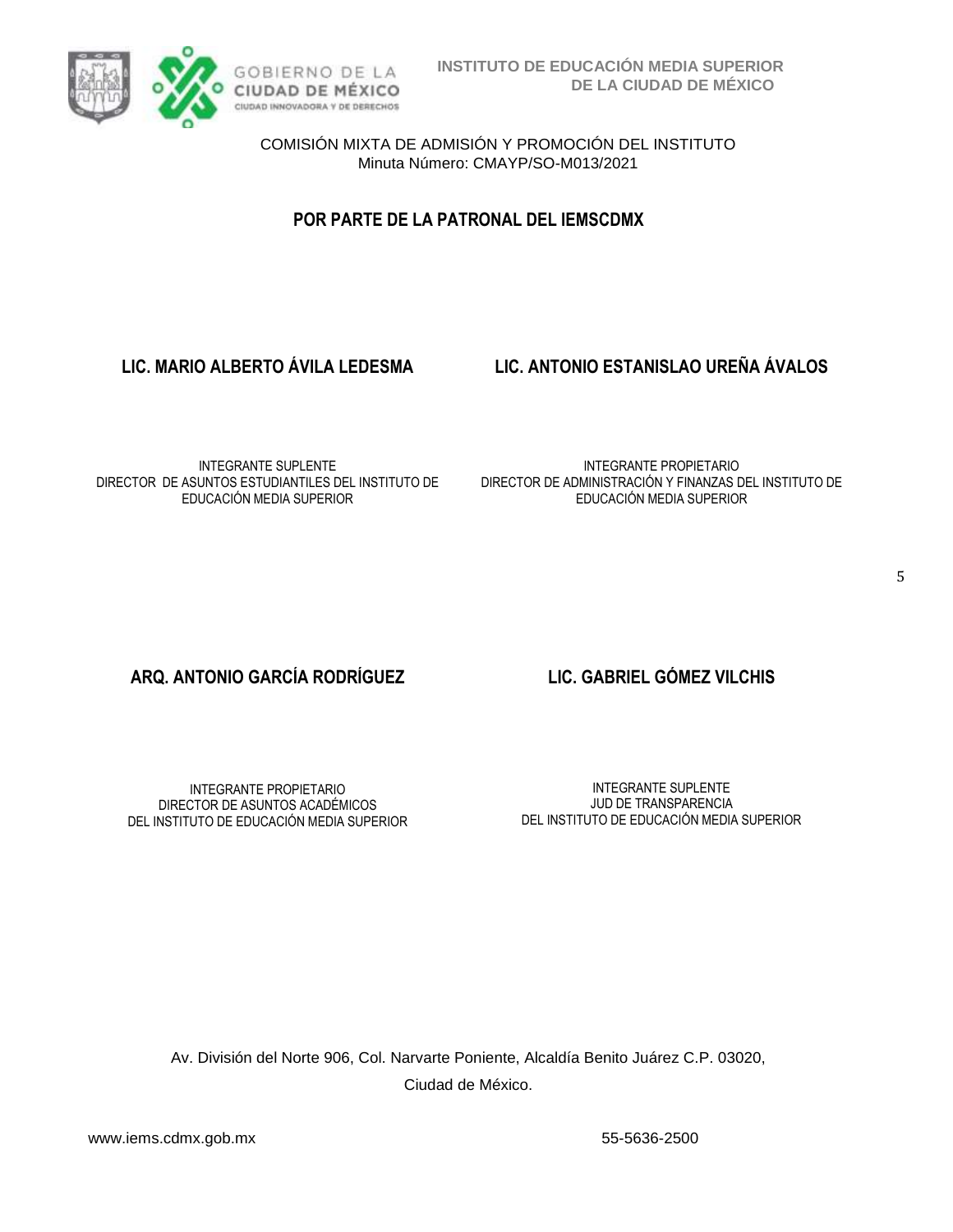COMISIÓN MIXTA DE ADMISIÓN Y PROMOCIÓN DEL INSTITUTO
Minuta Número: CMAYP/SO-M013/2021

## POR PARTE DE LA PATRONAL DEL IEMSCDMX

**LIC. MARIO ALBERTO ÁVILA LEDESMA**

INTEGRANTE SUPLENTE
DIRECTOR DE ASUNTOS ESTUDIANTILES DEL INSTITUTO DE EDUCACIÓN MEDIA SUPERIOR

**LIC. ANTONIO ESTANISLAO UREÑA ÁVALOS**

INTEGRANTE PROPIETARIO
DIRECTOR DE ADMINISTRACIÓN Y FINANZAS DEL INSTITUTO DE EDUCACIÓN MEDIA SUPERIOR

**ARQ. ANTONIO GARCÍA RODRÍGUEZ**

INTEGRANTE PROPIETARIO
DIRECTOR DE ASUNTOS ACADÉMICOS
DEL INSTITUTO DE EDUCACIÓN MEDIA SUPERIOR

**LIC. GABRIEL GÓMEZ VILCHIS**

INTEGRANTE SUPLENTE
JUD DE TRANSPARENCIA
DEL INSTITUTO DE EDUCACIÓN MEDIA SUPERIOR